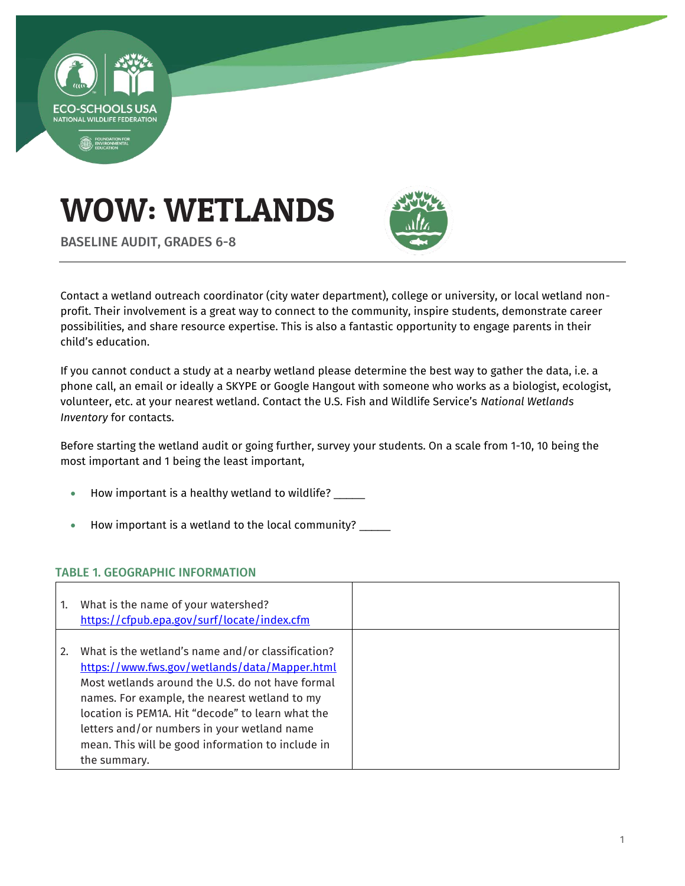# WOW: WETLANDS

BASELINE AUDIT, GRADES 6-8

Contact a wetland outreach coordinator (city water department), college or university, or local wetland non-profit. Their involvement is a great way to connect to the community, inspire students, demonstrate career possibilities, and share resource expertise. This is also a fantastic opportunity to engage parents in their child's education.

If you cannot conduct a study at a nearby wetland please determine the best way to gather the data, i.e. a phone call, an email or ideally a SKYPE or Google Hangout with someone who works as a biologist, ecologist, volunteer, etc. at your nearest wetland. Contact the U.S. Fish and Wildlife Service's *National Wetlands Inventory* for contacts.

Before starting the wetland audit or going further, survey your students. On a scale from 1-10, 10 being the most important and 1 being the least important,

- How important is a healthy wetland to wildlife? _____
- How important is a wetland to the local community? _____

### TABLE 1. GEOGRAPHIC INFORMATION

| | |
|---|---|
| 1. What is the name of your watershed? https://cfpub.epa.gov/surf/locate/index.cfm | |
| 2. What is the wetland's name and/or classification? https://www.fws.gov/wetlands/data/Mapper.html Most wetlands around the U.S. do not have formal names. For example, the nearest wetland to my location is PEM1A. Hit "decode" to learn what the letters and/or numbers in your wetland name mean. This will be good information to include in the summary. | |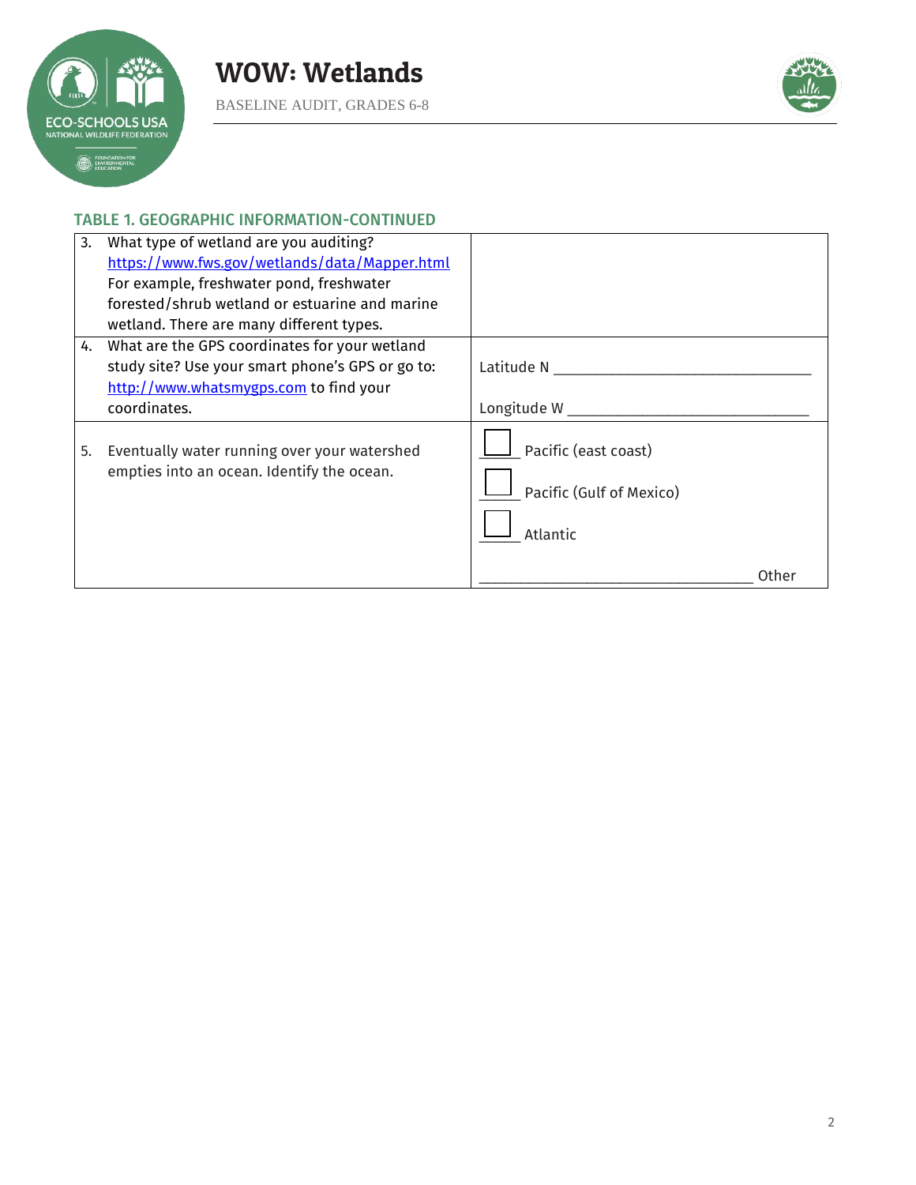### TABLE 1. GEOGRAPHIC INFORMATION-CONTINUED

| | |
|---|---|
| 3. What type of wetland are you auditing? [https://www.fws.gov/wetlands/data/Mapper.html](https://www.fws.gov/wetlands/data/Mapper.html) For example, freshwater pond, freshwater forested/shrub wetland or estuarine and marine wetland. There are many different types. | |
| 4. What are the GPS coordinates for your wetland study site? Use your smart phone's GPS or go to: [http://www.whatsmygps.com](http://www.whatsmygps.com) to find your coordinates. | Latitude N ______________________________ <br> Longitude W ____________________________ |
| 5. Eventually water running over your watershed empties into an ocean. Identify the ocean. | ☐ Pacific (east coast) <br> ☐ Pacific (Gulf of Mexico) <br> ☐ Atlantic <br> ________________________________ Other |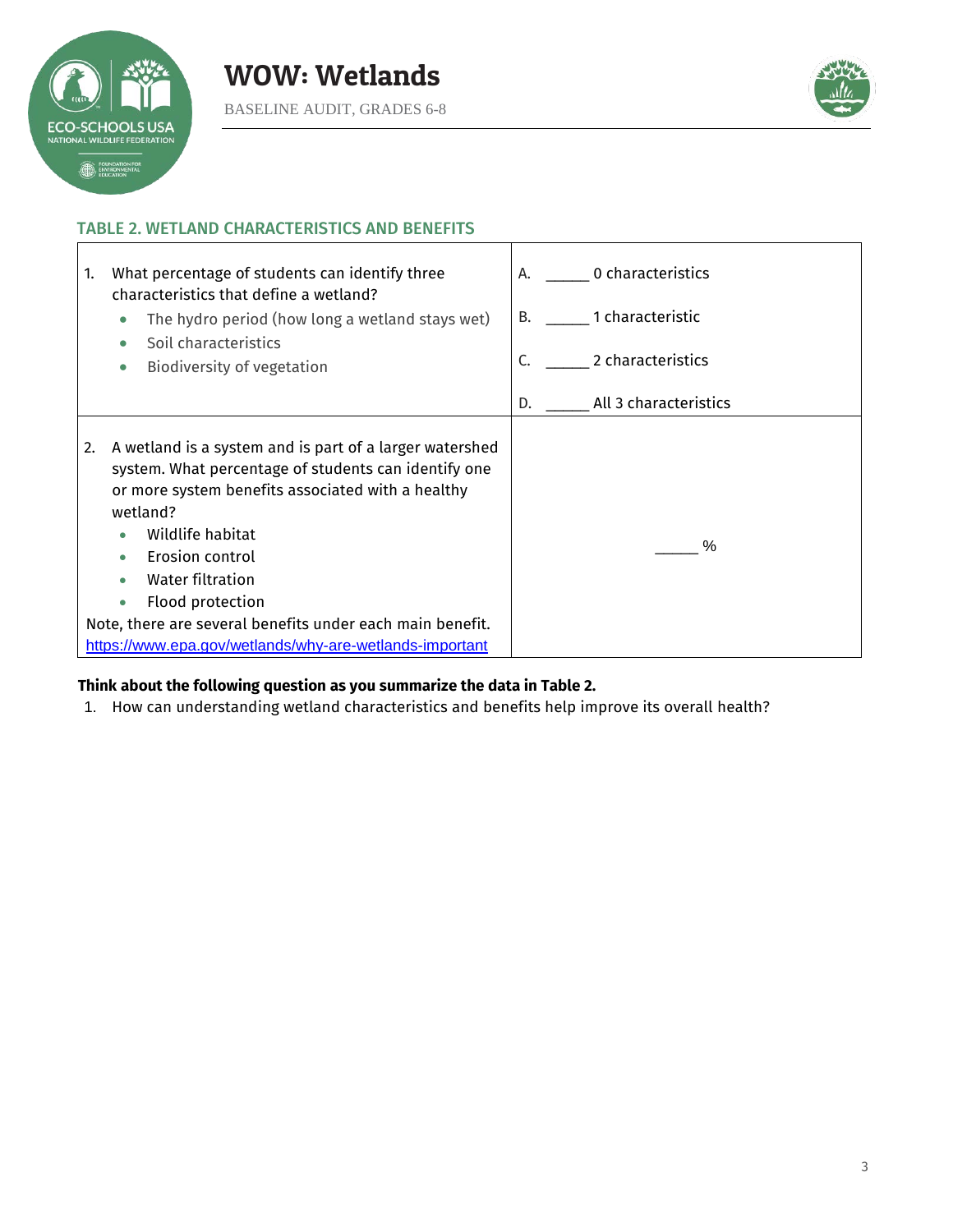### TABLE 2. WETLAND CHARACTERISTICS AND BENEFITS

| | |
|---|---|
| 1. What percentage of students can identify three characteristics that define a wetland?<br>• The hydro period (how long a wetland stays wet)<br>• Soil characteristics<br>• Biodiversity of vegetation | A. _____ 0 characteristics<br>B. _____ 1 characteristic<br>C. _____ 2 characteristics<br>D. _____ All 3 characteristics |
| 2. A wetland is a system and is part of a larger watershed system. What percentage of students can identify one or more system benefits associated with a healthy wetland?<br>• Wildlife habitat<br>• Erosion control<br>• Water filtration<br>• Flood protection<br>Note, there are several benefits under each main benefit.<br>https://www.epa.gov/wetlands/why-are-wetlands-important | _____ % |

**Think about the following question as you summarize the data in Table 2.**

1. How can understanding wetland characteristics and benefits help improve its overall health?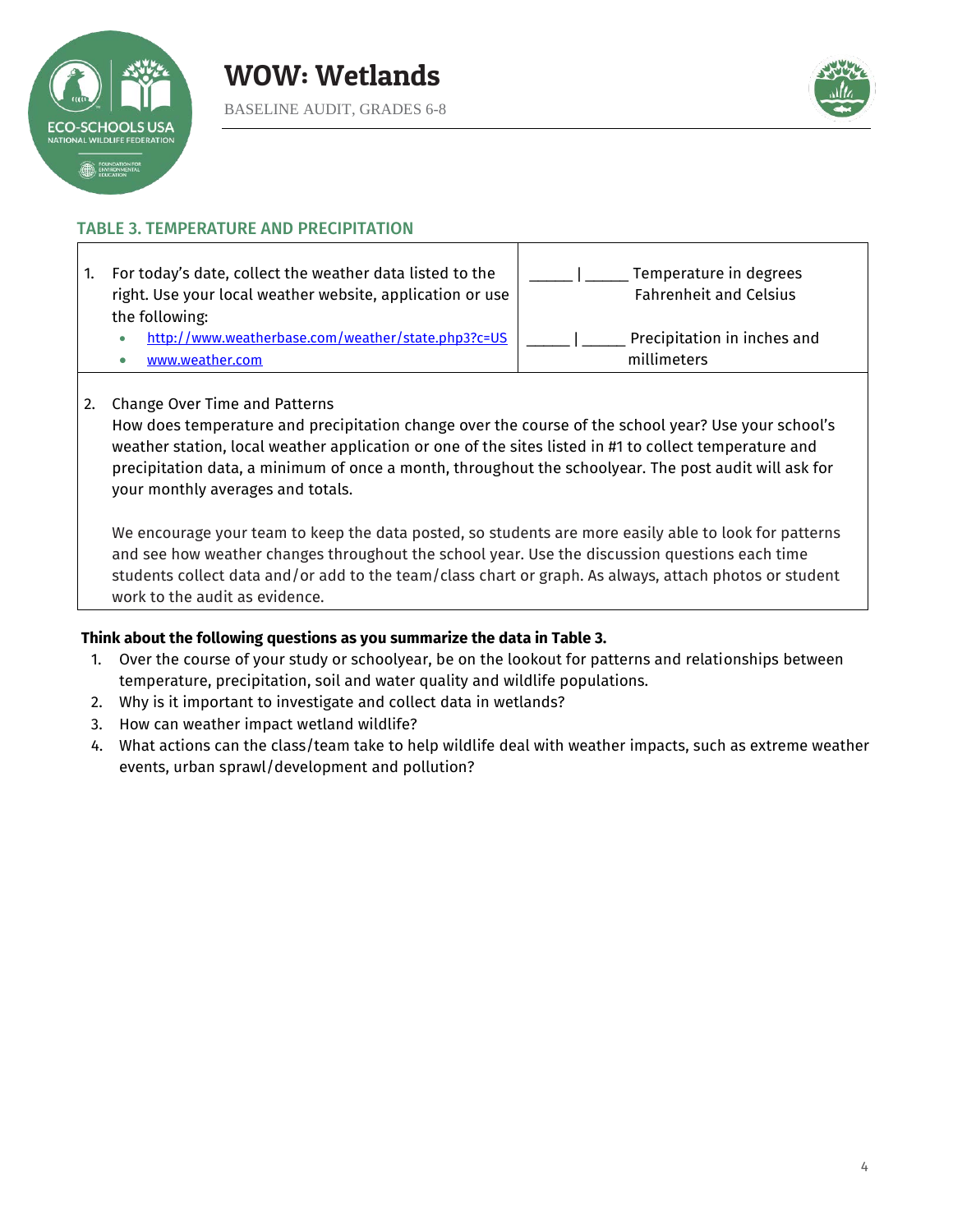## TABLE 3. TEMPERATURE AND PRECIPITATION

| | |
|---|---|
| 1. For today's date, collect the weather data listed to the right. Use your local weather website, application or use the following:<br>• http://www.weatherbase.com/weather/state.php3?c=US<br>• www.weather.com | _____ \| _____ Temperature in degrees Fahrenheit and Celsius<br><br>_____ \| _____ Precipitation in inches and millimeters |
| 2. Change Over Time and Patterns<br>How does temperature and precipitation change over the course of the school year? Use your school's weather station, local weather application or one of the sites listed in #1 to collect temperature and precipitation data, a minimum of once a month, throughout the schoolyear. The post audit will ask for your monthly averages and totals.<br><br>We encourage your team to keep the data posted, so students are more easily able to look for patterns and see how weather changes throughout the school year. Use the discussion questions each time students collect data and/or add to the team/class chart or graph. As always, attach photos or student work to the audit as evidence. | |

**Think about the following questions as you summarize the data in Table 3.**

1. Over the course of your study or schoolyear, be on the lookout for patterns and relationships between temperature, precipitation, soil and water quality and wildlife populations.
2. Why is it important to investigate and collect data in wetlands?
3. How can weather impact wetland wildlife?
4. What actions can the class/team take to help wildlife deal with weather impacts, such as extreme weather events, urban sprawl/development and pollution?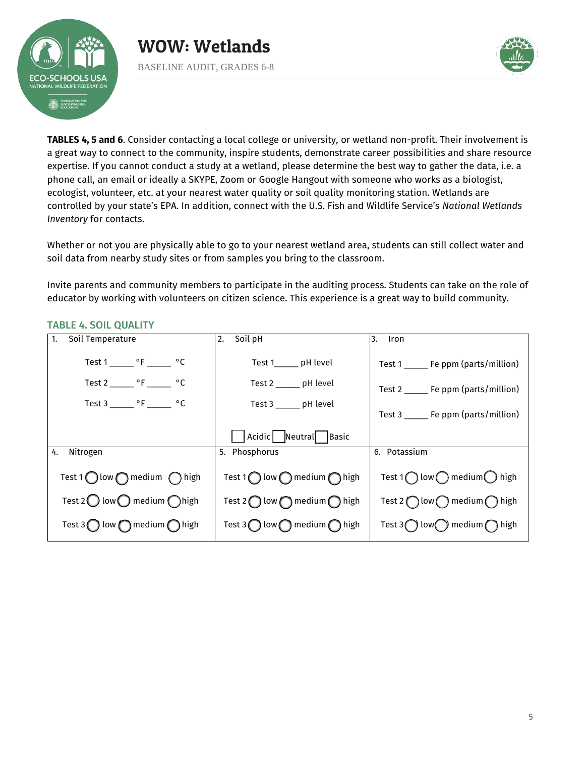**TABLES 4, 5 and 6**. Consider contacting a local college or university, or wetland non-profit. Their involvement is a great way to connect to the community, inspire students, demonstrate career possibilities and share resource expertise. If you cannot conduct a study at a wetland, please determine the best way to gather the data, i.e. a phone call, an email or ideally a SKYPE, Zoom or Google Hangout with someone who works as a biologist, ecologist, volunteer, etc. at your nearest water quality or soil quality monitoring station. Wetlands are controlled by your state's EPA. In addition, connect with the U.S. Fish and Wildlife Service's *National Wetlands Inventory* for contacts.

Whether or not you are physically able to go to your nearest wetland area, students can still collect water and soil data from nearby study sites or from samples you bring to the classroom.

Invite parents and community members to participate in the auditing process. Students can take on the role of educator by working with volunteers on citizen science. This experience is a great way to build community.

## TABLE 4. SOIL QUALITY

| 1. Soil Temperature | 2. Soil pH | 3. Iron |
|---|---|---|
| Test 1 _____ °F _____ °C<br>Test 2 _____ °F _____ °C<br>Test 3 _____ °F _____ °C | Test 1_____ pH level<br>Test 2 _____ pH level<br>Test 3 _____ pH level<br>☐ Acidic ☐ Neutral ☐ Basic | Test 1 _____ Fe ppm (parts/million)<br>Test 2 _____ Fe ppm (parts/million)<br>Test 3 _____ Fe ppm (parts/million) |
| **4. Nitrogen** | **5. Phosphorus** | **6. Potassium** |
| Test 1 ◯ low ◯ medium ◯ high<br>Test 2 ◯ low ◯ medium ◯ high<br>Test 3 ◯ low ◯ medium ◯ high | Test 1 ◯ low ◯ medium ◯ high<br>Test 2 ◯ low ◯ medium ◯ high<br>Test 3 ◯ low ◯ medium ◯ high | Test 1 ◯ low ◯ medium ◯ high<br>Test 2 ◯ low ◯ medium ◯ high<br>Test 3 ◯ low ◯ medium ◯ high |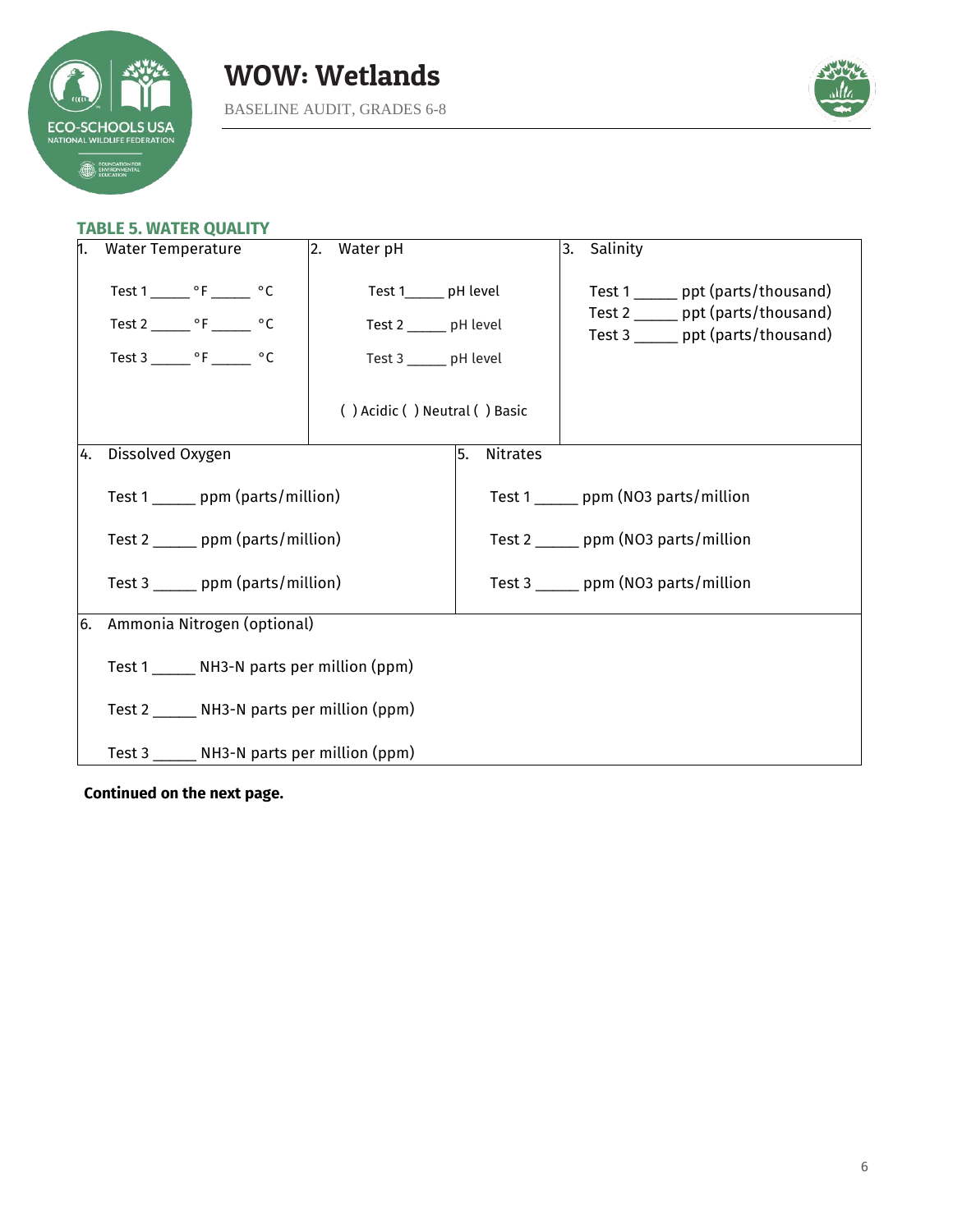### TABLE 5. WATER QUALITY

| 1. Water Temperature | 2. Water pH | 3. Salinity |
|---|---|---|
| Test 1 _____ °F _____ °C<br>Test 2 _____ °F _____ °C<br>Test 3 _____ °F _____ °C | Test 1_____ pH level<br>Test 2 _____ pH level<br>Test 3 _____ pH level<br><br>( ) Acidic ( ) Neutral ( ) Basic | Test 1 _____ ppt (parts/thousand)<br>Test 2 _____ ppt (parts/thousand)<br>Test 3 _____ ppt (parts/thousand) |

| 4. Dissolved Oxygen | 5. Nitrates |
|---|---|
| Test 1 _____ ppm (parts/million)<br>Test 2 _____ ppm (parts/million)<br>Test 3 _____ ppm (parts/million) | Test 1 _____ ppm (NO3 parts/million<br>Test 2 _____ ppm (NO3 parts/million<br>Test 3 _____ ppm (NO3 parts/million |

| 6. Ammonia Nitrogen (optional) |
|---|
| Test 1 _____ NH3-N parts per million (ppm)<br>Test 2 _____ NH3-N parts per million (ppm)<br>Test 3 _____ NH3-N parts per million (ppm) |

**Continued on the next page.**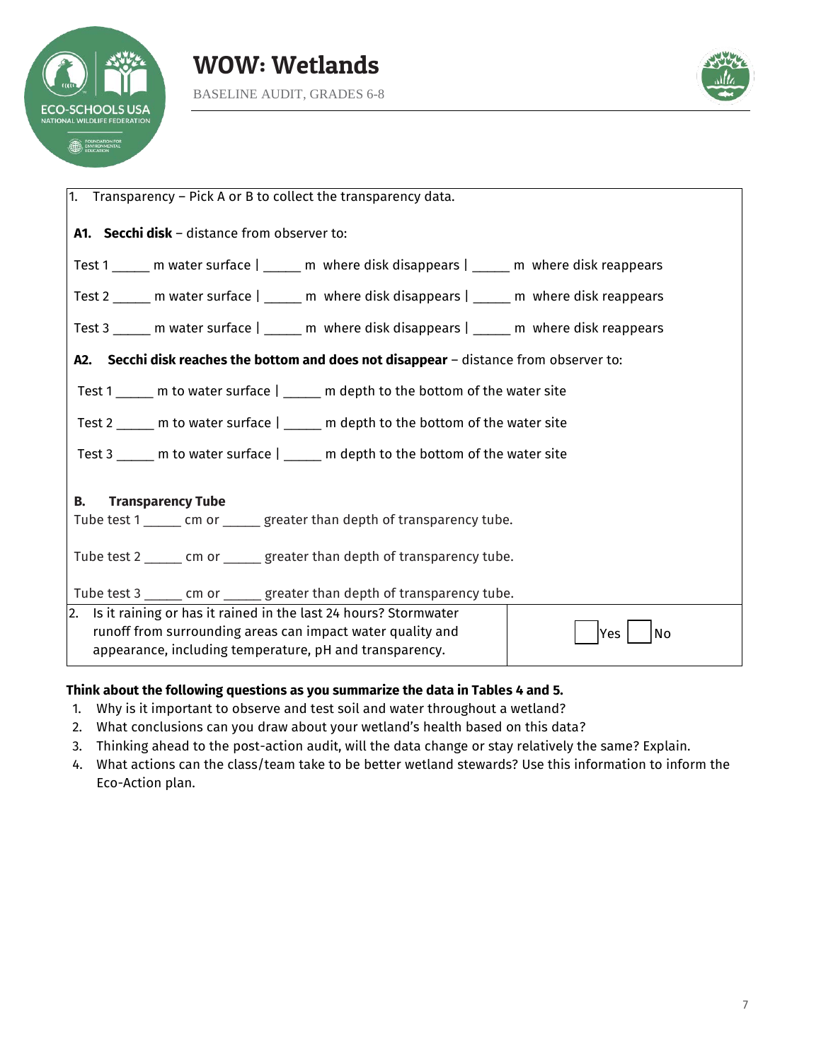| | |
|---|---|
| 1. Transparency – Pick A or B to collect the transparency data.<br><br>**A1. Secchi disk** – distance from observer to:<br><br>Test 1 _____ m water surface \| _____ m where disk disappears \| _____ m where disk reappears<br><br>Test 2 _____ m water surface \| _____ m where disk disappears \| _____ m where disk reappears<br><br>Test 3 _____ m water surface \| _____ m where disk disappears \| _____ m where disk reappears<br><br>**A2. Secchi disk reaches the bottom and does not disappear** – distance from observer to:<br><br>Test 1 _____ m to water surface \| _____ m depth to the bottom of the water site<br><br>Test 2 _____ m to water surface \| _____ m depth to the bottom of the water site<br><br>Test 3 _____ m to water surface \| _____ m depth to the bottom of the water site<br><br>**B. Transparency Tube**<br>Tube test 1 _____ cm or _____ greater than depth of transparency tube.<br><br>Tube test 2 _____ cm or _____ greater than depth of transparency tube.<br><br>Tube test 3 _____ cm or _____ greater than depth of transparency tube. | |
| 2. Is it raining or has it rained in the last 24 hours? Stormwater runoff from surrounding areas can impact water quality and appearance, including temperature, pH and transparency. | ☐ Yes ☐ No |

**Think about the following questions as you summarize the data in Tables 4 and 5.**

1. Why is it important to observe and test soil and water throughout a wetland?
2. What conclusions can you draw about your wetland's health based on this data?
3. Thinking ahead to the post-action audit, will the data change or stay relatively the same? Explain.
4. What actions can the class/team take to be better wetland stewards? Use this information to inform the Eco-Action plan.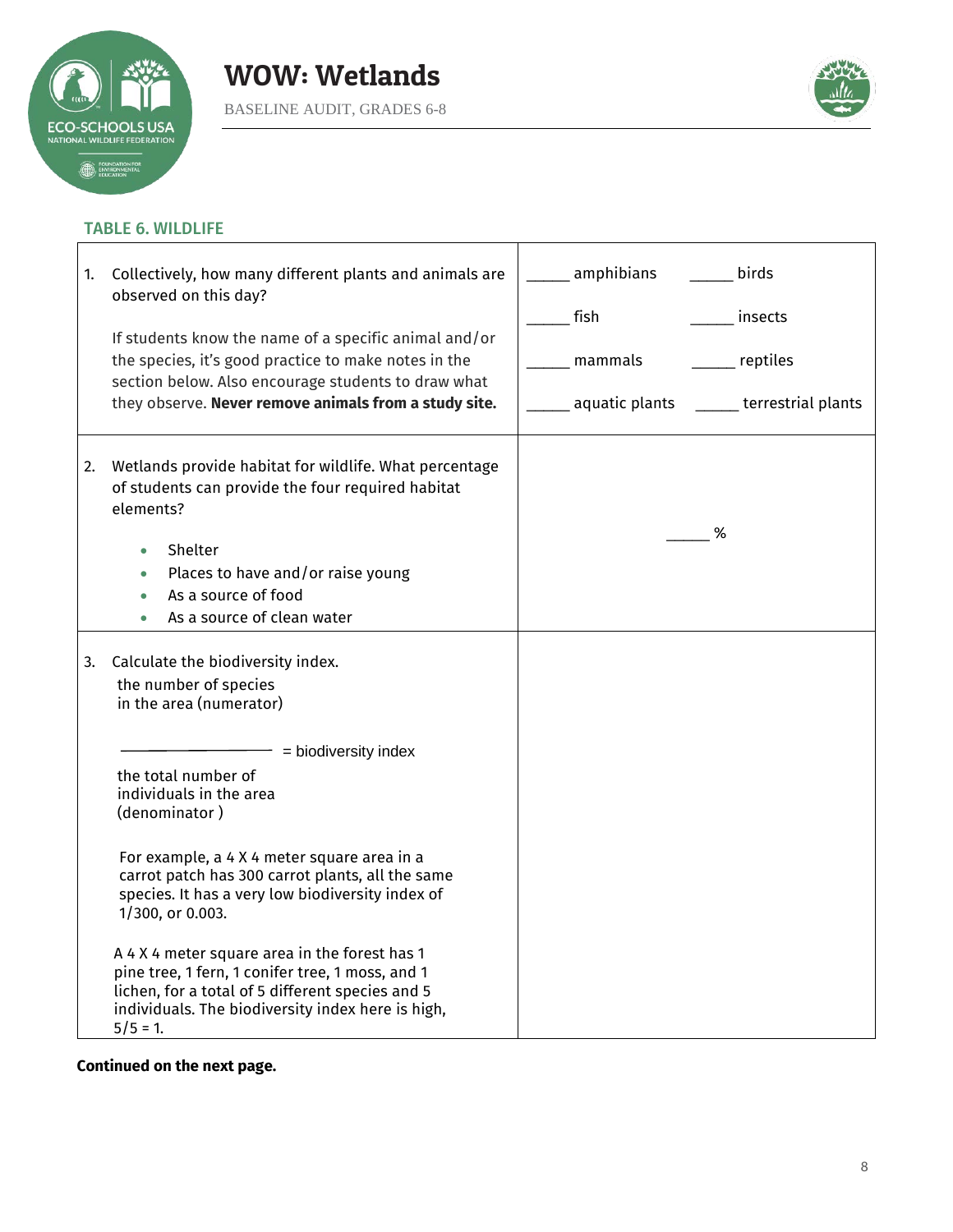# WOW: Wetlands

BASELINE AUDIT, GRADES 6-8

## TABLE 6. WILDLIFE

| | |
|---|---|
| 1. Collectively, how many different plants and animals are observed on this day?<br><br>If students know the name of a specific animal and/or the species, it's good practice to make notes in the section below. Also encourage students to draw what they observe. **Never remove animals from a study site.** | _____ amphibians &nbsp;&nbsp; _____ birds<br><br>_____ fish &nbsp;&nbsp; _____ insects<br><br>_____ mammals &nbsp;&nbsp; _____ reptiles<br><br>_____ aquatic plants &nbsp;&nbsp; _____ terrestrial plants |
| 2. Wetlands provide habitat for wildlife. What percentage of students can provide the four required habitat elements?<br><br>• Shelter<br>• Places to have and/or raise young<br>• As a source of food<br>• As a source of clean water | _____ % |
| 3. Calculate the biodiversity index.<br><br>$$\frac{\text{the number of species in the area (numerator)}}{\text{the total number of individuals in the area (denominator)}} = \text{biodiversity index}$$<br><br>For example, a 4 X 4 meter square area in a carrot patch has 300 carrot plants, all the same species. It has a very low biodiversity index of 1/300, or 0.003.<br><br>A 4 X 4 meter square area in the forest has 1 pine tree, 1 fern, 1 conifer tree, 1 moss, and 1 lichen, for a total of 5 different species and 5 individuals. The biodiversity index here is high, 5/5 = 1. | |

**Continued on the next page.**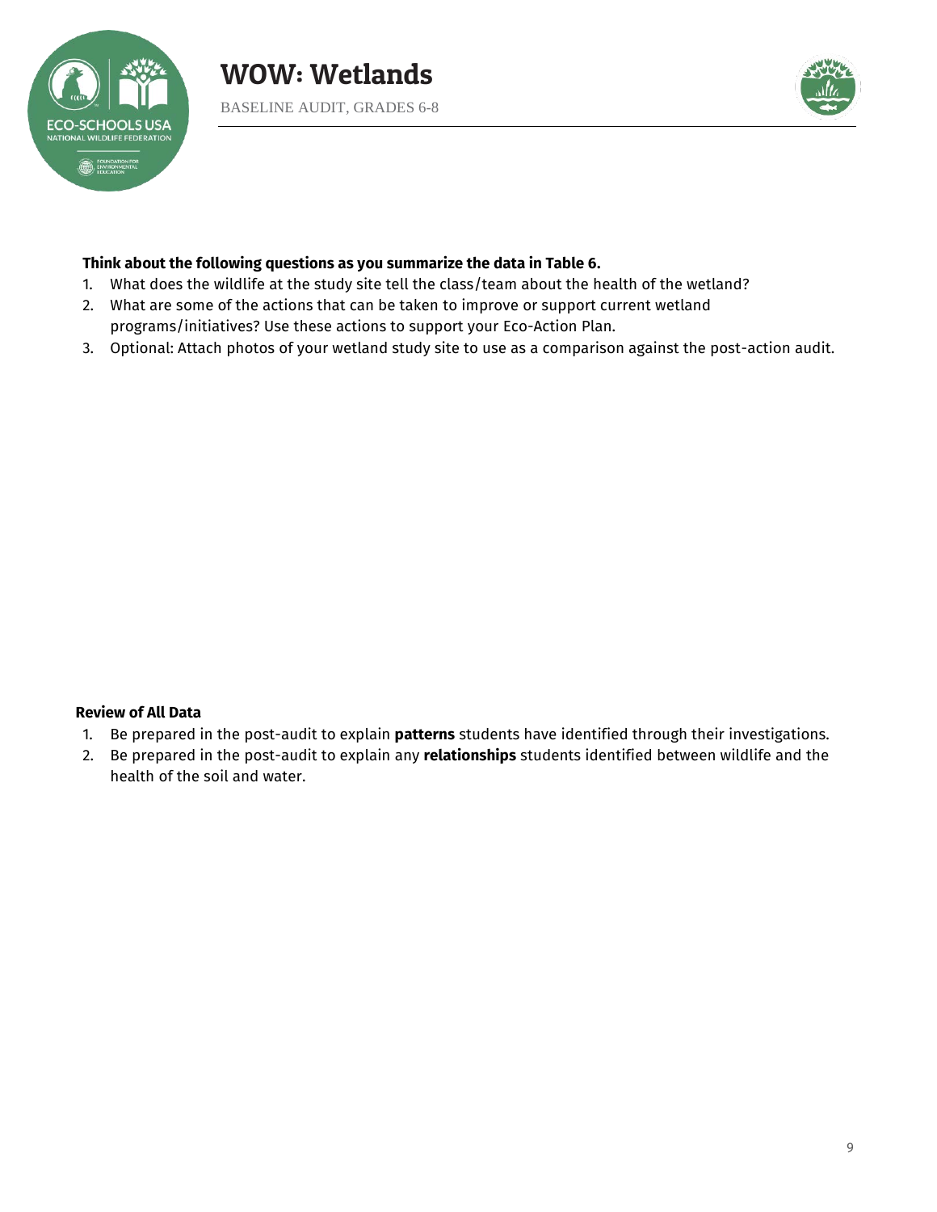**Think about the following questions as you summarize the data in Table 6.**

1. What does the wildlife at the study site tell the class/team about the health of the wetland?
2. What are some of the actions that can be taken to improve or support current wetland programs/initiatives? Use these actions to support your Eco-Action Plan.
3. Optional: Attach photos of your wetland study site to use as a comparison against the post-action audit.

**Review of All Data**

1. Be prepared in the post-audit to explain **patterns** students have identified through their investigations.
2. Be prepared in the post-audit to explain any **relationships** students identified between wildlife and the health of the soil and water.